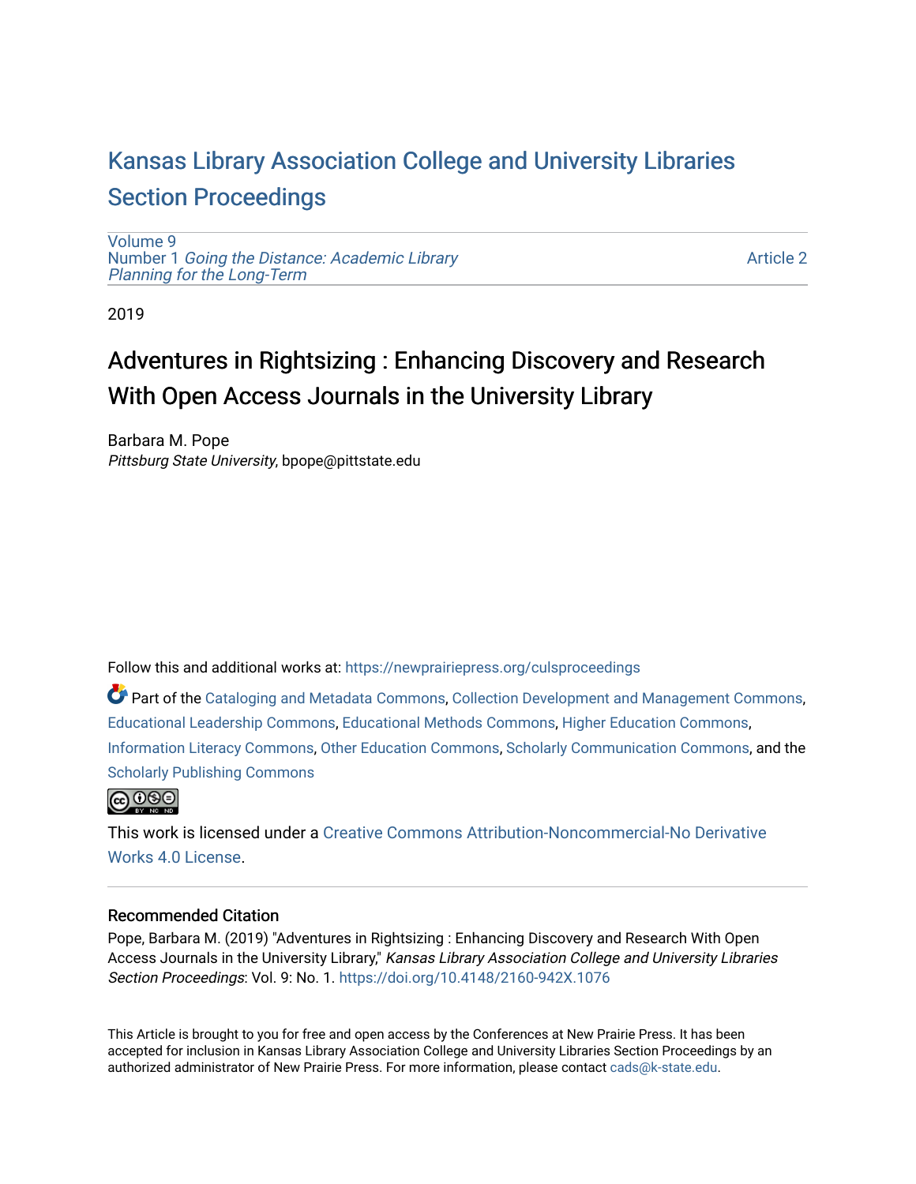# Kansas Library Association College and University Libraries Section Proceedings

Volume 9
Number 1 *Going the Distance: Academic Library Planning for the Long-Term*

Article 2

2019

## Adventures in Rightsizing : Enhancing Discovery and Research With Open Access Journals in the University Library

Barbara M. Pope
*Pittsburg State University*, bpope@pittstate.edu

Follow this and additional works at: https://newprairiepress.org/culsproceedings

Part of the Cataloging and Metadata Commons, Collection Development and Management Commons, Educational Leadership Commons, Educational Methods Commons, Higher Education Commons, Information Literacy Commons, Other Education Commons, Scholarly Communication Commons, and the Scholarly Publishing Commons

This work is licensed under a Creative Commons Attribution-Noncommercial-No Derivative Works 4.0 License.

### Recommended Citation

Pope, Barbara M. (2019) "Adventures in Rightsizing : Enhancing Discovery and Research With Open Access Journals in the University Library," *Kansas Library Association College and University Libraries Section Proceedings*: Vol. 9: No. 1. https://doi.org/10.4148/2160-942X.1076

This Article is brought to you for free and open access by the Conferences at New Prairie Press. It has been accepted for inclusion in Kansas Library Association College and University Libraries Section Proceedings by an authorized administrator of New Prairie Press. For more information, please contact cads@k-state.edu.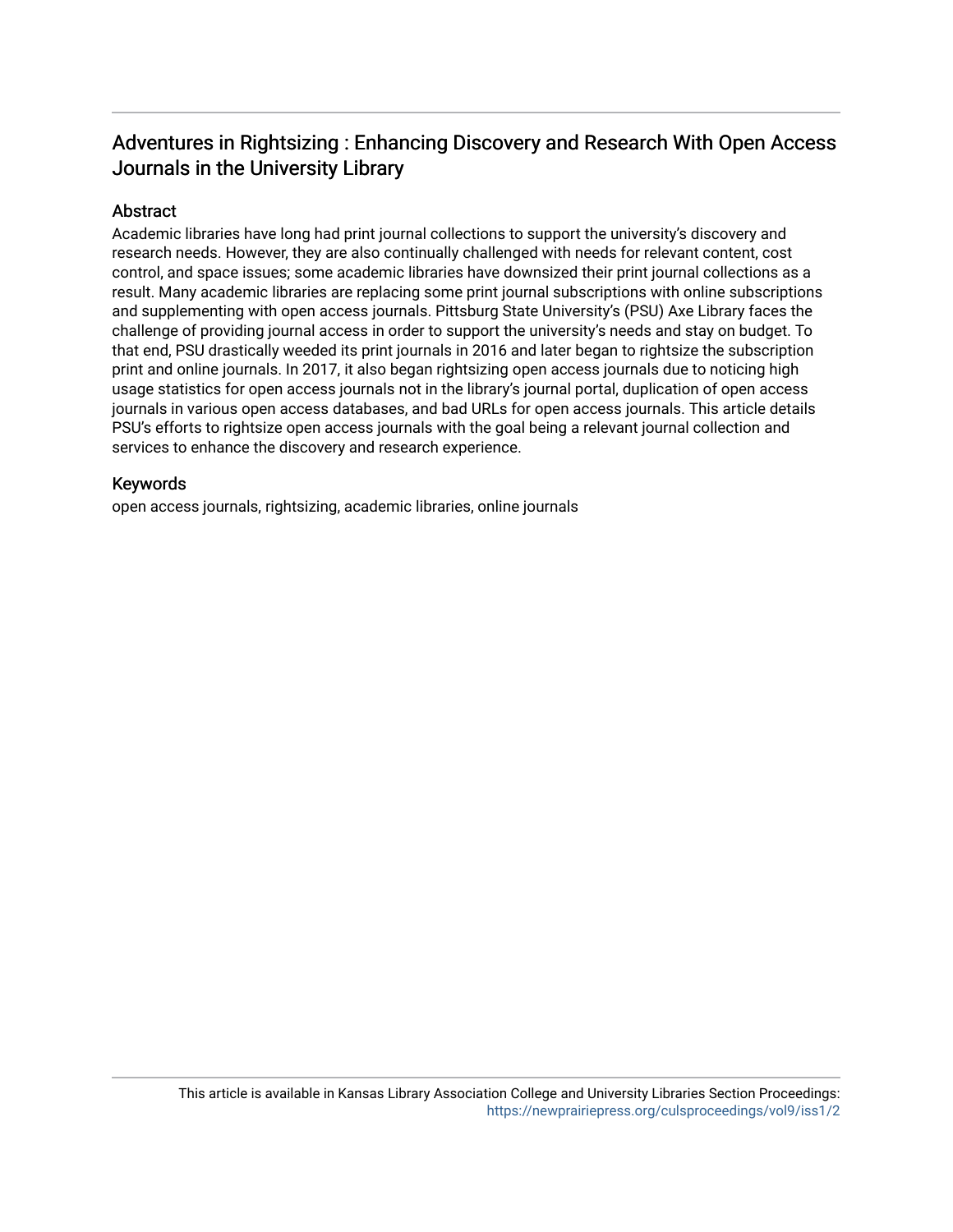# Adventures in Rightsizing : Enhancing Discovery and Research With Open Access Journals in the University Library

## Abstract

Academic libraries have long had print journal collections to support the university's discovery and research needs. However, they are also continually challenged with needs for relevant content, cost control, and space issues; some academic libraries have downsized their print journal collections as a result. Many academic libraries are replacing some print journal subscriptions with online subscriptions and supplementing with open access journals. Pittsburg State University's (PSU) Axe Library faces the challenge of providing journal access in order to support the university's needs and stay on budget. To that end, PSU drastically weeded its print journals in 2016 and later began to rightsize the subscription print and online journals. In 2017, it also began rightsizing open access journals due to noticing high usage statistics for open access journals not in the library's journal portal, duplication of open access journals in various open access databases, and bad URLs for open access journals. This article details PSU's efforts to rightsize open access journals with the goal being a relevant journal collection and services to enhance the discovery and research experience.

## Keywords

open access journals, rightsizing, academic libraries, online journals

This article is available in Kansas Library Association College and University Libraries Section Proceedings: https://newprairiepress.org/culsproceedings/vol9/iss1/2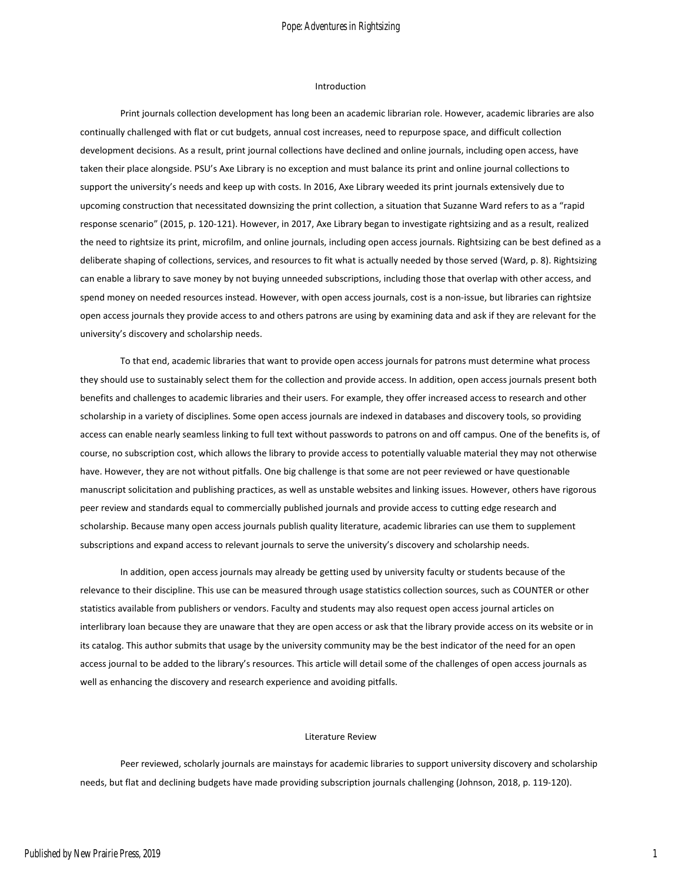## Introduction

Print journals collection development has long been an academic librarian role. However, academic libraries are also continually challenged with flat or cut budgets, annual cost increases, need to repurpose space, and difficult collection development decisions. As a result, print journal collections have declined and online journals, including open access, have taken their place alongside. PSU's Axe Library is no exception and must balance its print and online journal collections to support the university's needs and keep up with costs. In 2016, Axe Library weeded its print journals extensively due to upcoming construction that necessitated downsizing the print collection, a situation that Suzanne Ward refers to as a "rapid response scenario" (2015, p. 120-121). However, in 2017, Axe Library began to investigate rightsizing and as a result, realized the need to rightsize its print, microfilm, and online journals, including open access journals. Rightsizing can be best defined as a deliberate shaping of collections, services, and resources to fit what is actually needed by those served (Ward, p. 8). Rightsizing can enable a library to save money by not buying unneeded subscriptions, including those that overlap with other access, and spend money on needed resources instead. However, with open access journals, cost is a non-issue, but libraries can rightsize open access journals they provide access to and others patrons are using by examining data and ask if they are relevant for the university's discovery and scholarship needs.

To that end, academic libraries that want to provide open access journals for patrons must determine what process they should use to sustainably select them for the collection and provide access. In addition, open access journals present both benefits and challenges to academic libraries and their users. For example, they offer increased access to research and other scholarship in a variety of disciplines. Some open access journals are indexed in databases and discovery tools, so providing access can enable nearly seamless linking to full text without passwords to patrons on and off campus. One of the benefits is, of course, no subscription cost, which allows the library to provide access to potentially valuable material they may not otherwise have. However, they are not without pitfalls. One big challenge is that some are not peer reviewed or have questionable manuscript solicitation and publishing practices, as well as unstable websites and linking issues. However, others have rigorous peer review and standards equal to commercially published journals and provide access to cutting edge research and scholarship. Because many open access journals publish quality literature, academic libraries can use them to supplement subscriptions and expand access to relevant journals to serve the university's discovery and scholarship needs.

In addition, open access journals may already be getting used by university faculty or students because of the relevance to their discipline. This use can be measured through usage statistics collection sources, such as COUNTER or other statistics available from publishers or vendors. Faculty and students may also request open access journal articles on interlibrary loan because they are unaware that they are open access or ask that the library provide access on its website or in its catalog. This author submits that usage by the university community may be the best indicator of the need for an open access journal to be added to the library's resources. This article will detail some of the challenges of open access journals as well as enhancing the discovery and research experience and avoiding pitfalls.

## Literature Review

Peer reviewed, scholarly journals are mainstays for academic libraries to support university discovery and scholarship needs, but flat and declining budgets have made providing subscription journals challenging (Johnson, 2018, p. 119-120).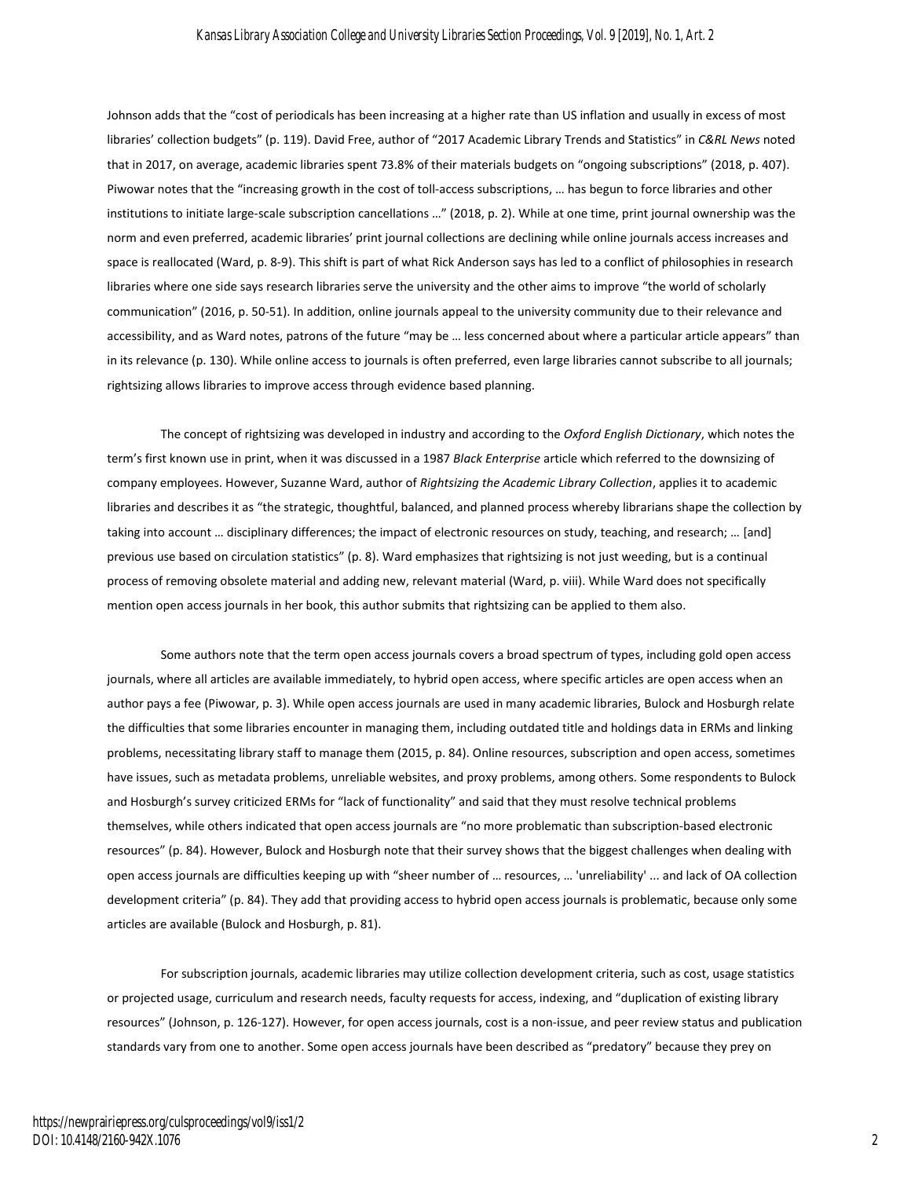Johnson adds that the "cost of periodicals has been increasing at a higher rate than US inflation and usually in excess of most libraries' collection budgets" (p. 119). David Free, author of "2017 Academic Library Trends and Statistics" in *C&RL News* noted that in 2017, on average, academic libraries spent 73.8% of their materials budgets on "ongoing subscriptions" (2018, p. 407). Piwowar notes that the "increasing growth in the cost of toll-access subscriptions, … has begun to force libraries and other institutions to initiate large-scale subscription cancellations …" (2018, p. 2). While at one time, print journal ownership was the norm and even preferred, academic libraries' print journal collections are declining while online journals access increases and space is reallocated (Ward, p. 8-9). This shift is part of what Rick Anderson says has led to a conflict of philosophies in research libraries where one side says research libraries serve the university and the other aims to improve "the world of scholarly communication" (2016, p. 50-51). In addition, online journals appeal to the university community due to their relevance and accessibility, and as Ward notes, patrons of the future "may be … less concerned about where a particular article appears" than in its relevance (p. 130). While online access to journals is often preferred, even large libraries cannot subscribe to all journals; rightsizing allows libraries to improve access through evidence based planning.

The concept of rightsizing was developed in industry and according to the *Oxford English Dictionary*, which notes the term's first known use in print, when it was discussed in a 1987 *Black Enterprise* article which referred to the downsizing of company employees. However, Suzanne Ward, author of *Rightsizing the Academic Library Collection*, applies it to academic libraries and describes it as "the strategic, thoughtful, balanced, and planned process whereby librarians shape the collection by taking into account … disciplinary differences; the impact of electronic resources on study, teaching, and research; … [and] previous use based on circulation statistics" (p. 8). Ward emphasizes that rightsizing is not just weeding, but is a continual process of removing obsolete material and adding new, relevant material (Ward, p. viii). While Ward does not specifically mention open access journals in her book, this author submits that rightsizing can be applied to them also.

Some authors note that the term open access journals covers a broad spectrum of types, including gold open access journals, where all articles are available immediately, to hybrid open access, where specific articles are open access when an author pays a fee (Piwowar, p. 3). While open access journals are used in many academic libraries, Bulock and Hosburgh relate the difficulties that some libraries encounter in managing them, including outdated title and holdings data in ERMs and linking problems, necessitating library staff to manage them (2015, p. 84). Online resources, subscription and open access, sometimes have issues, such as metadata problems, unreliable websites, and proxy problems, among others. Some respondents to Bulock and Hosburgh's survey criticized ERMs for "lack of functionality" and said that they must resolve technical problems themselves, while others indicated that open access journals are "no more problematic than subscription-based electronic resources" (p. 84). However, Bulock and Hosburgh note that their survey shows that the biggest challenges when dealing with open access journals are difficulties keeping up with "sheer number of … resources, … 'unreliability' ... and lack of OA collection development criteria" (p. 84). They add that providing access to hybrid open access journals is problematic, because only some articles are available (Bulock and Hosburgh, p. 81).

For subscription journals, academic libraries may utilize collection development criteria, such as cost, usage statistics or projected usage, curriculum and research needs, faculty requests for access, indexing, and "duplication of existing library resources" (Johnson, p. 126-127). However, for open access journals, cost is a non-issue, and peer review status and publication standards vary from one to another. Some open access journals have been described as "predatory" because they prey on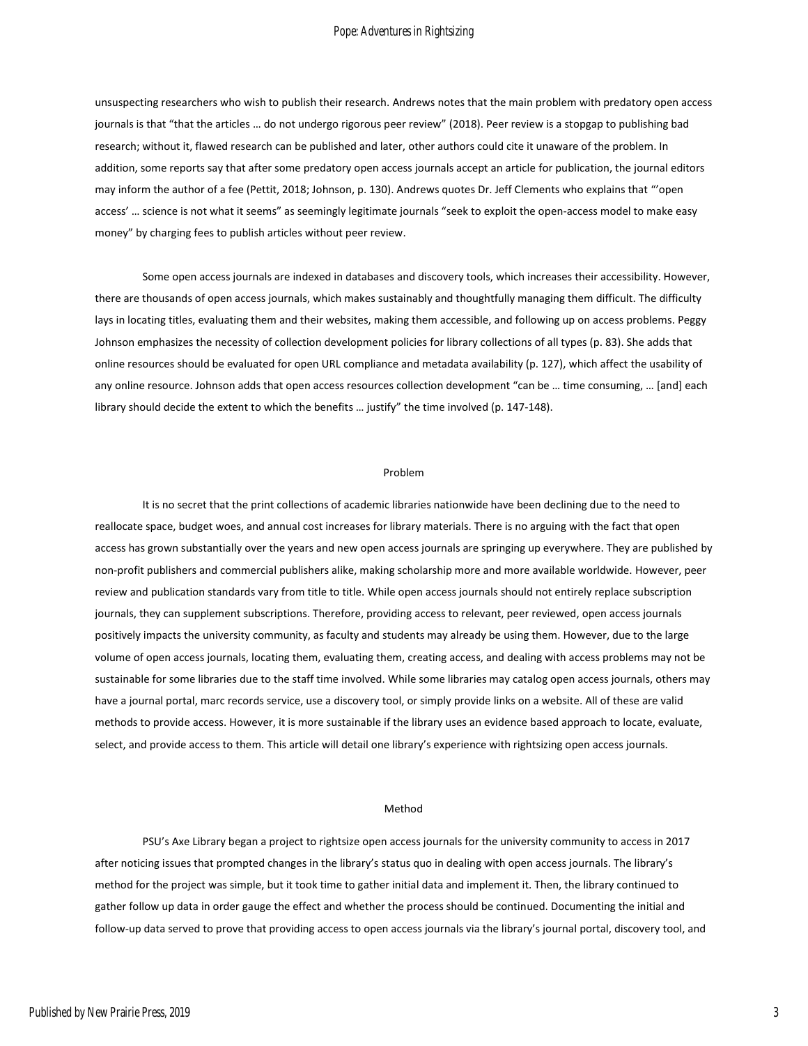unsuspecting researchers who wish to publish their research. Andrews notes that the main problem with predatory open access journals is that "that the articles … do not undergo rigorous peer review" (2018). Peer review is a stopgap to publishing bad research; without it, flawed research can be published and later, other authors could cite it unaware of the problem. In addition, some reports say that after some predatory open access journals accept an article for publication, the journal editors may inform the author of a fee (Pettit, 2018; Johnson, p. 130). Andrews quotes Dr. Jeff Clements who explains that "'open access' … science is not what it seems" as seemingly legitimate journals "seek to exploit the open-access model to make easy money" by charging fees to publish articles without peer review.

Some open access journals are indexed in databases and discovery tools, which increases their accessibility. However, there are thousands of open access journals, which makes sustainably and thoughtfully managing them difficult. The difficulty lays in locating titles, evaluating them and their websites, making them accessible, and following up on access problems. Peggy Johnson emphasizes the necessity of collection development policies for library collections of all types (p. 83). She adds that online resources should be evaluated for open URL compliance and metadata availability (p. 127), which affect the usability of any online resource. Johnson adds that open access resources collection development "can be … time consuming, … [and] each library should decide the extent to which the benefits … justify" the time involved (p. 147-148).

## Problem

It is no secret that the print collections of academic libraries nationwide have been declining due to the need to reallocate space, budget woes, and annual cost increases for library materials. There is no arguing with the fact that open access has grown substantially over the years and new open access journals are springing up everywhere. They are published by non-profit publishers and commercial publishers alike, making scholarship more and more available worldwide. However, peer review and publication standards vary from title to title. While open access journals should not entirely replace subscription journals, they can supplement subscriptions. Therefore, providing access to relevant, peer reviewed, open access journals positively impacts the university community, as faculty and students may already be using them. However, due to the large volume of open access journals, locating them, evaluating them, creating access, and dealing with access problems may not be sustainable for some libraries due to the staff time involved. While some libraries may catalog open access journals, others may have a journal portal, marc records service, use a discovery tool, or simply provide links on a website. All of these are valid methods to provide access. However, it is more sustainable if the library uses an evidence based approach to locate, evaluate, select, and provide access to them. This article will detail one library's experience with rightsizing open access journals.

## Method

PSU's Axe Library began a project to rightsize open access journals for the university community to access in 2017 after noticing issues that prompted changes in the library's status quo in dealing with open access journals. The library's method for the project was simple, but it took time to gather initial data and implement it. Then, the library continued to gather follow up data in order gauge the effect and whether the process should be continued. Documenting the initial and follow-up data served to prove that providing access to open access journals via the library's journal portal, discovery tool, and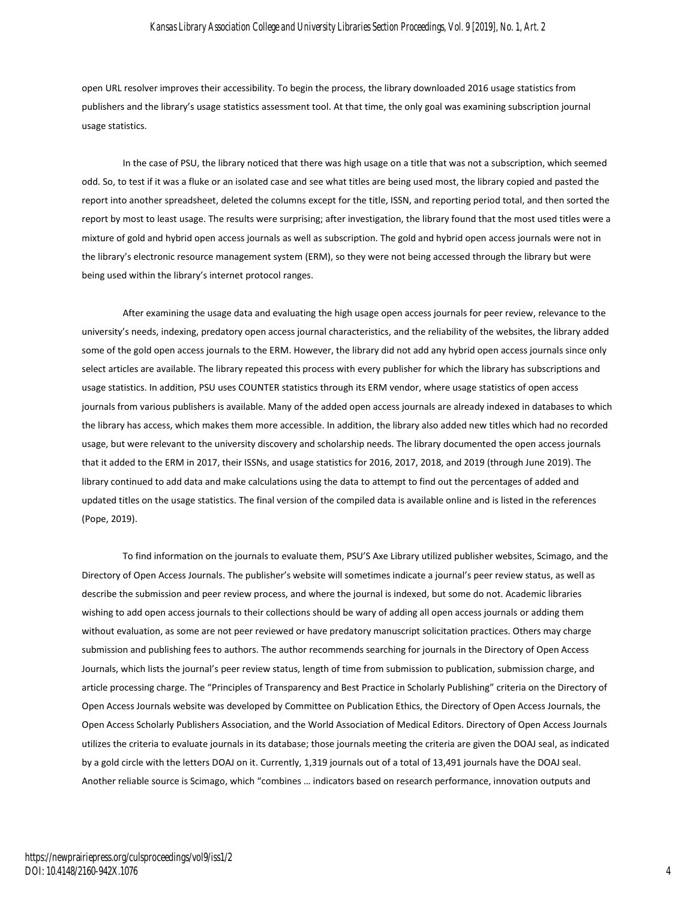open URL resolver improves their accessibility. To begin the process, the library downloaded 2016 usage statistics from publishers and the library's usage statistics assessment tool. At that time, the only goal was examining subscription journal usage statistics.

In the case of PSU, the library noticed that there was high usage on a title that was not a subscription, which seemed odd. So, to test if it was a fluke or an isolated case and see what titles are being used most, the library copied and pasted the report into another spreadsheet, deleted the columns except for the title, ISSN, and reporting period total, and then sorted the report by most to least usage. The results were surprising; after investigation, the library found that the most used titles were a mixture of gold and hybrid open access journals as well as subscription. The gold and hybrid open access journals were not in the library's electronic resource management system (ERM), so they were not being accessed through the library but were being used within the library's internet protocol ranges.

After examining the usage data and evaluating the high usage open access journals for peer review, relevance to the university's needs, indexing, predatory open access journal characteristics, and the reliability of the websites, the library added some of the gold open access journals to the ERM. However, the library did not add any hybrid open access journals since only select articles are available. The library repeated this process with every publisher for which the library has subscriptions and usage statistics. In addition, PSU uses COUNTER statistics through its ERM vendor, where usage statistics of open access journals from various publishers is available. Many of the added open access journals are already indexed in databases to which the library has access, which makes them more accessible. In addition, the library also added new titles which had no recorded usage, but were relevant to the university discovery and scholarship needs. The library documented the open access journals that it added to the ERM in 2017, their ISSNs, and usage statistics for 2016, 2017, 2018, and 2019 (through June 2019). The library continued to add data and make calculations using the data to attempt to find out the percentages of added and updated titles on the usage statistics. The final version of the compiled data is available online and is listed in the references (Pope, 2019).

To find information on the journals to evaluate them, PSU'S Axe Library utilized publisher websites, Scimago, and the Directory of Open Access Journals. The publisher's website will sometimes indicate a journal's peer review status, as well as describe the submission and peer review process, and where the journal is indexed, but some do not. Academic libraries wishing to add open access journals to their collections should be wary of adding all open access journals or adding them without evaluation, as some are not peer reviewed or have predatory manuscript solicitation practices. Others may charge submission and publishing fees to authors. The author recommends searching for journals in the Directory of Open Access Journals, which lists the journal's peer review status, length of time from submission to publication, submission charge, and article processing charge. The "Principles of Transparency and Best Practice in Scholarly Publishing" criteria on the Directory of Open Access Journals website was developed by Committee on Publication Ethics, the Directory of Open Access Journals, the Open Access Scholarly Publishers Association, and the World Association of Medical Editors. Directory of Open Access Journals utilizes the criteria to evaluate journals in its database; those journals meeting the criteria are given the DOAJ seal, as indicated by a gold circle with the letters DOAJ on it. Currently, 1,319 journals out of a total of 13,491 journals have the DOAJ seal. Another reliable source is Scimago, which "combines … indicators based on research performance, innovation outputs and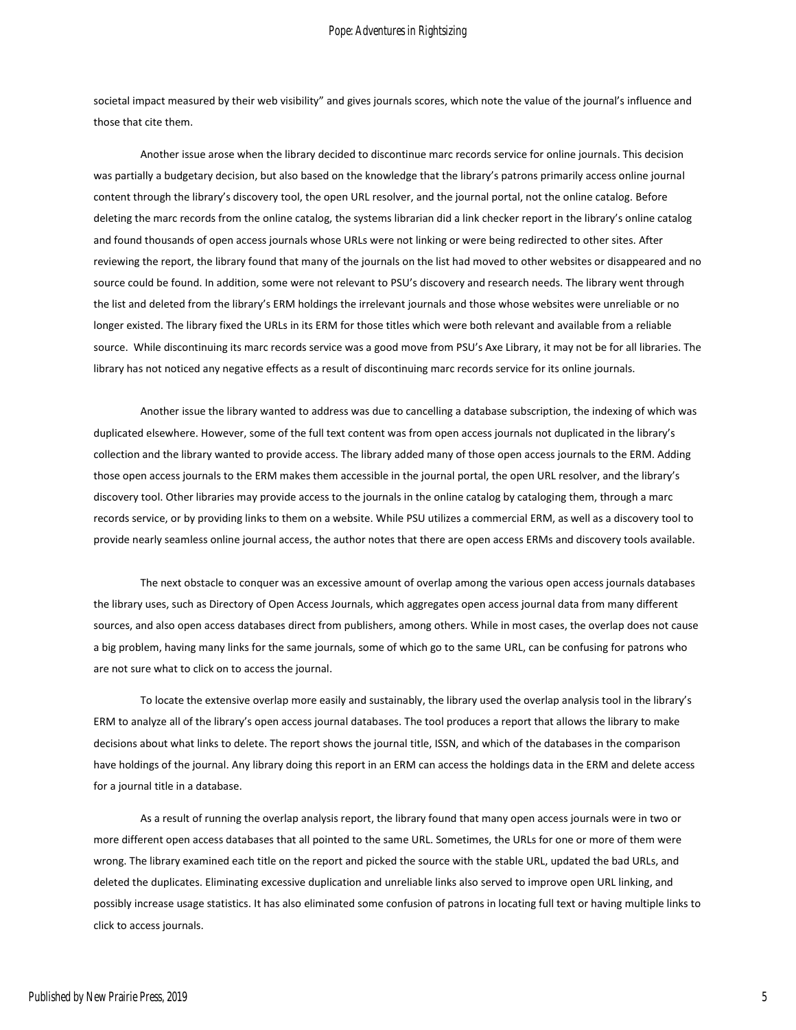societal impact measured by their web visibility" and gives journals scores, which note the value of the journal's influence and those that cite them.

Another issue arose when the library decided to discontinue marc records service for online journals. This decision was partially a budgetary decision, but also based on the knowledge that the library's patrons primarily access online journal content through the library's discovery tool, the open URL resolver, and the journal portal, not the online catalog. Before deleting the marc records from the online catalog, the systems librarian did a link checker report in the library's online catalog and found thousands of open access journals whose URLs were not linking or were being redirected to other sites. After reviewing the report, the library found that many of the journals on the list had moved to other websites or disappeared and no source could be found. In addition, some were not relevant to PSU's discovery and research needs. The library went through the list and deleted from the library's ERM holdings the irrelevant journals and those whose websites were unreliable or no longer existed. The library fixed the URLs in its ERM for those titles which were both relevant and available from a reliable source. While discontinuing its marc records service was a good move from PSU's Axe Library, it may not be for all libraries. The library has not noticed any negative effects as a result of discontinuing marc records service for its online journals.

Another issue the library wanted to address was due to cancelling a database subscription, the indexing of which was duplicated elsewhere. However, some of the full text content was from open access journals not duplicated in the library's collection and the library wanted to provide access. The library added many of those open access journals to the ERM. Adding those open access journals to the ERM makes them accessible in the journal portal, the open URL resolver, and the library's discovery tool. Other libraries may provide access to the journals in the online catalog by cataloging them, through a marc records service, or by providing links to them on a website. While PSU utilizes a commercial ERM, as well as a discovery tool to provide nearly seamless online journal access, the author notes that there are open access ERMs and discovery tools available.

The next obstacle to conquer was an excessive amount of overlap among the various open access journals databases the library uses, such as Directory of Open Access Journals, which aggregates open access journal data from many different sources, and also open access databases direct from publishers, among others. While in most cases, the overlap does not cause a big problem, having many links for the same journals, some of which go to the same URL, can be confusing for patrons who are not sure what to click on to access the journal.

To locate the extensive overlap more easily and sustainably, the library used the overlap analysis tool in the library's ERM to analyze all of the library's open access journal databases. The tool produces a report that allows the library to make decisions about what links to delete. The report shows the journal title, ISSN, and which of the databases in the comparison have holdings of the journal. Any library doing this report in an ERM can access the holdings data in the ERM and delete access for a journal title in a database.

As a result of running the overlap analysis report, the library found that many open access journals were in two or more different open access databases that all pointed to the same URL. Sometimes, the URLs for one or more of them were wrong. The library examined each title on the report and picked the source with the stable URL, updated the bad URLs, and deleted the duplicates. Eliminating excessive duplication and unreliable links also served to improve open URL linking, and possibly increase usage statistics. It has also eliminated some confusion of patrons in locating full text or having multiple links to click to access journals.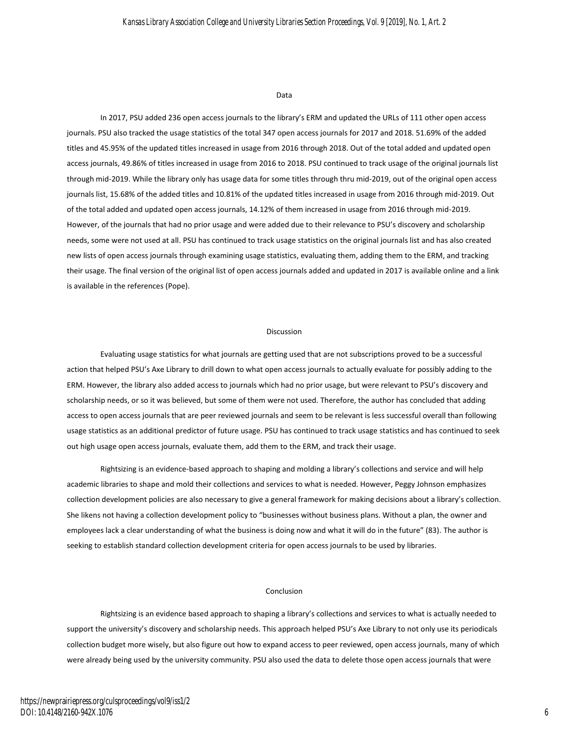## Data

In 2017, PSU added 236 open access journals to the library's ERM and updated the URLs of 111 other open access journals. PSU also tracked the usage statistics of the total 347 open access journals for 2017 and 2018. 51.69% of the added titles and 45.95% of the updated titles increased in usage from 2016 through 2018. Out of the total added and updated open access journals, 49.86% of titles increased in usage from 2016 to 2018. PSU continued to track usage of the original journals list through mid-2019. While the library only has usage data for some titles through thru mid-2019, out of the original open access journals list, 15.68% of the added titles and 10.81% of the updated titles increased in usage from 2016 through mid-2019. Out of the total added and updated open access journals, 14.12% of them increased in usage from 2016 through mid-2019. However, of the journals that had no prior usage and were added due to their relevance to PSU's discovery and scholarship needs, some were not used at all. PSU has continued to track usage statistics on the original journals list and has also created new lists of open access journals through examining usage statistics, evaluating them, adding them to the ERM, and tracking their usage. The final version of the original list of open access journals added and updated in 2017 is available online and a link is available in the references (Pope).

## Discussion

Evaluating usage statistics for what journals are getting used that are not subscriptions proved to be a successful action that helped PSU's Axe Library to drill down to what open access journals to actually evaluate for possibly adding to the ERM. However, the library also added access to journals which had no prior usage, but were relevant to PSU's discovery and scholarship needs, or so it was believed, but some of them were not used. Therefore, the author has concluded that adding access to open access journals that are peer reviewed journals and seem to be relevant is less successful overall than following usage statistics as an additional predictor of future usage. PSU has continued to track usage statistics and has continued to seek out high usage open access journals, evaluate them, add them to the ERM, and track their usage.

Rightsizing is an evidence-based approach to shaping and molding a library's collections and service and will help academic libraries to shape and mold their collections and services to what is needed. However, Peggy Johnson emphasizes collection development policies are also necessary to give a general framework for making decisions about a library's collection. She likens not having a collection development policy to "businesses without business plans. Without a plan, the owner and employees lack a clear understanding of what the business is doing now and what it will do in the future" (83). The author is seeking to establish standard collection development criteria for open access journals to be used by libraries.

## Conclusion

Rightsizing is an evidence based approach to shaping a library's collections and services to what is actually needed to support the university's discovery and scholarship needs. This approach helped PSU's Axe Library to not only use its periodicals collection budget more wisely, but also figure out how to expand access to peer reviewed, open access journals, many of which were already being used by the university community. PSU also used the data to delete those open access journals that were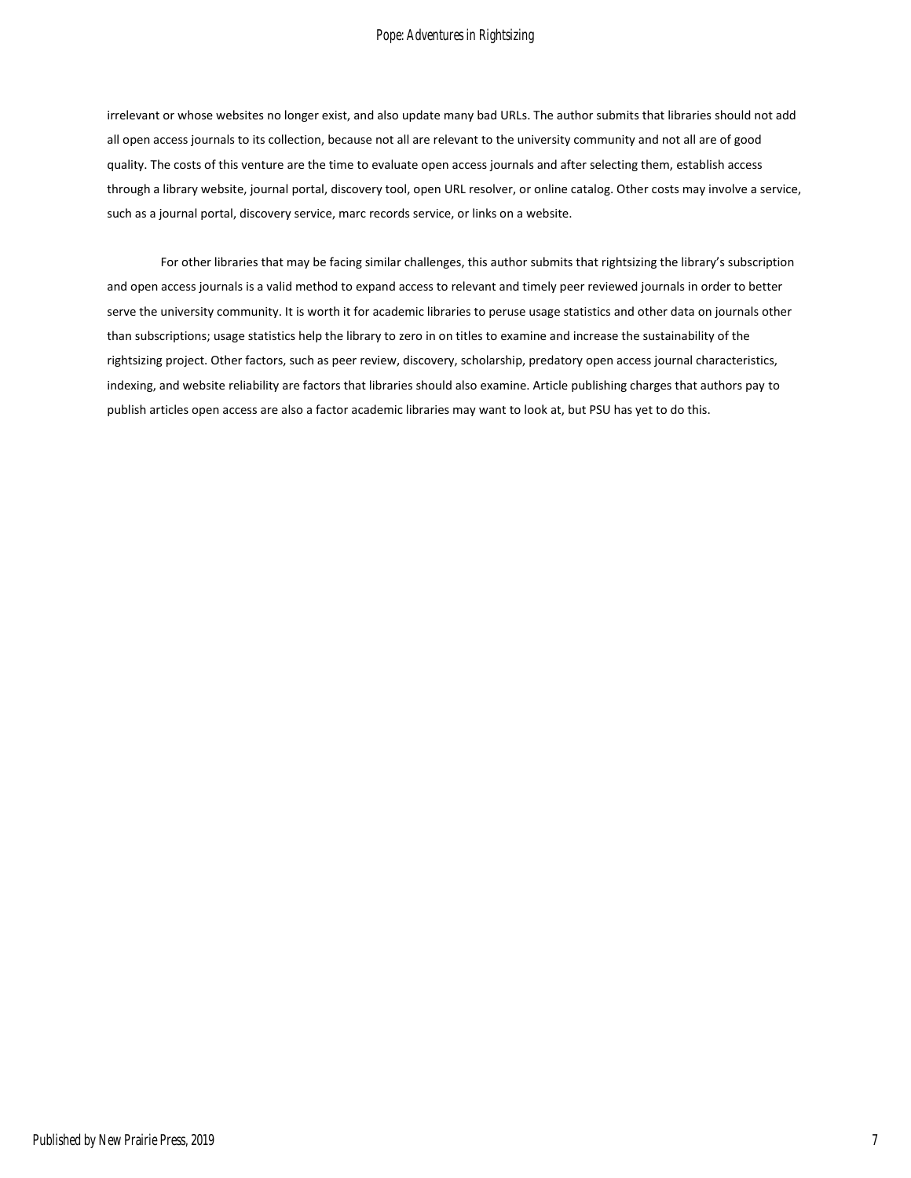irrelevant or whose websites no longer exist, and also update many bad URLs. The author submits that libraries should not add all open access journals to its collection, because not all are relevant to the university community and not all are of good quality. The costs of this venture are the time to evaluate open access journals and after selecting them, establish access through a library website, journal portal, discovery tool, open URL resolver, or online catalog. Other costs may involve a service, such as a journal portal, discovery service, marc records service, or links on a website.

For other libraries that may be facing similar challenges, this author submits that rightsizing the library's subscription and open access journals is a valid method to expand access to relevant and timely peer reviewed journals in order to better serve the university community. It is worth it for academic libraries to peruse usage statistics and other data on journals other than subscriptions; usage statistics help the library to zero in on titles to examine and increase the sustainability of the rightsizing project. Other factors, such as peer review, discovery, scholarship, predatory open access journal characteristics, indexing, and website reliability are factors that libraries should also examine. Article publishing charges that authors pay to publish articles open access are also a factor academic libraries may want to look at, but PSU has yet to do this.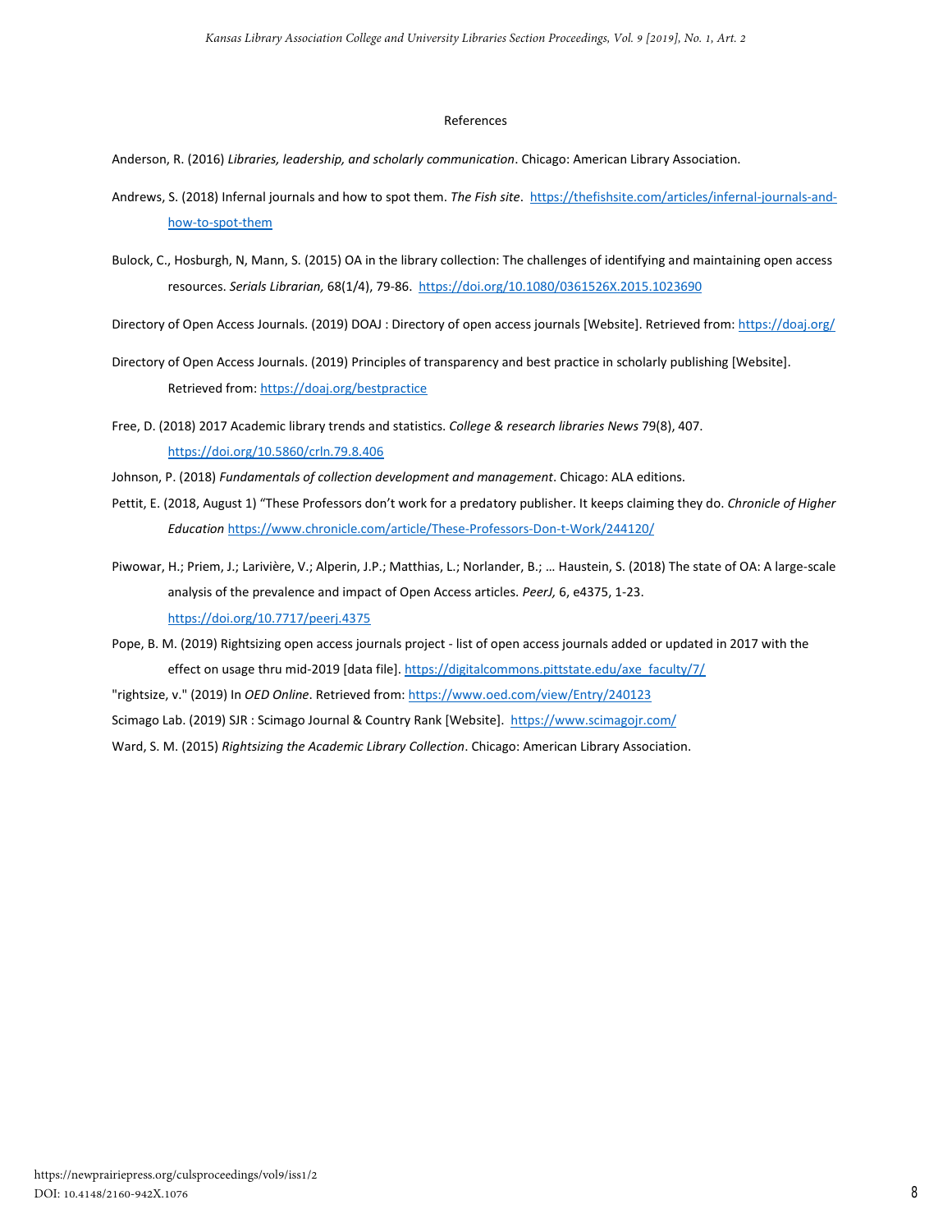## References

Anderson, R. (2016) *Libraries, leadership, and scholarly communication*. Chicago: American Library Association.

Andrews, S. (2018) Infernal journals and how to spot them. *The Fish site*. https://thefishsite.com/articles/infernal-journals-and-how-to-spot-them

Bulock, C., Hosburgh, N, Mann, S. (2015) OA in the library collection: The challenges of identifying and maintaining open access resources. *Serials Librarian,* 68(1/4), 79-86. https://doi.org/10.1080/0361526X.2015.1023690

Directory of Open Access Journals. (2019) DOAJ : Directory of open access journals [Website]. Retrieved from: https://doaj.org/

Directory of Open Access Journals. (2019) Principles of transparency and best practice in scholarly publishing [Website]. Retrieved from: https://doaj.org/bestpractice

Free, D. (2018) 2017 Academic library trends and statistics. *College & research libraries News* 79(8), 407. https://doi.org/10.5860/crln.79.8.406

Johnson, P. (2018) *Fundamentals of collection development and management*. Chicago: ALA editions.

Pettit, E. (2018, August 1) "These Professors don't work for a predatory publisher. It keeps claiming they do. *Chronicle of Higher Education* https://www.chronicle.com/article/These-Professors-Don-t-Work/244120/

Piwowar, H.; Priem, J.; Larivière, V.; Alperin, J.P.; Matthias, L.; Norlander, B.; … Haustein, S. (2018) The state of OA: A large-scale analysis of the prevalence and impact of Open Access articles. *PeerJ,* 6, e4375, 1-23. https://doi.org/10.7717/peerj.4375

Pope, B. M. (2019) Rightsizing open access journals project - list of open access journals added or updated in 2017 with the effect on usage thru mid-2019 [data file]. https://digitalcommons.pittstate.edu/axe_faculty/7/

"rightsize, v." (2019) In *OED Online*. Retrieved from: https://www.oed.com/view/Entry/240123

Scimago Lab. (2019) SJR : Scimago Journal & Country Rank [Website]. https://www.scimagojr.com/

Ward, S. M. (2015) *Rightsizing the Academic Library Collection*. Chicago: American Library Association.